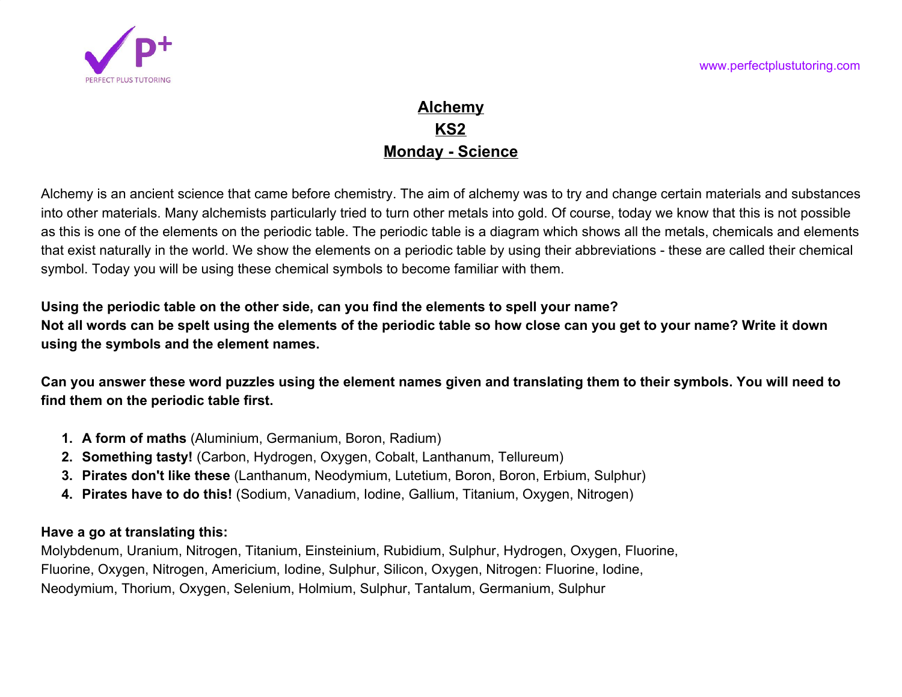# Alchemy

## KS2

## Monday - Science

Alchemy is an ancient science that came before chemistry. The aim of alchemy was to try and change certain materials and substances into other materials. Many alchemists particularly tried to turn other metals into gold. Of course, today we know that this is not possible as this is one of the elements on the periodic table. The periodic table is a diagram which shows all the metals, chemicals and elements that exist naturally in the world. We show the elements on a periodic table by using their abbreviations - these are called their chemical symbol. Today you will be using these chemical symbols to become familiar with them.

**Using the periodic table on the other side, can you find the elements to spell your name?**
**Not all words can be spelt using the elements of the periodic table so how close can you get to your name? Write it down using the symbols and the element names.**

**Can you answer these word puzzles using the element names given and translating them to their symbols. You will need to find them on the periodic table first.**

1. **A form of maths** (Aluminium, Germanium, Boron, Radium)
2. **Something tasty!** (Carbon, Hydrogen, Oxygen, Cobalt, Lanthanum, Tellureum)
3. **Pirates don't like these** (Lanthanum, Neodymium, Lutetium, Boron, Boron, Erbium, Sulphur)
4. **Pirates have to do this!** (Sodium, Vanadium, Iodine, Gallium, Titanium, Oxygen, Nitrogen)

**Have a go at translating this:**
Molybdenum, Uranium, Nitrogen, Titanium, Einsteinium, Rubidium, Sulphur, Hydrogen, Oxygen, Fluorine, Fluorine, Oxygen, Nitrogen, Americium, Iodine, Sulphur, Silicon, Oxygen, Nitrogen: Fluorine, Iodine, Neodymium, Thorium, Oxygen, Selenium, Holmium, Sulphur, Tantalum, Germanium, Sulphur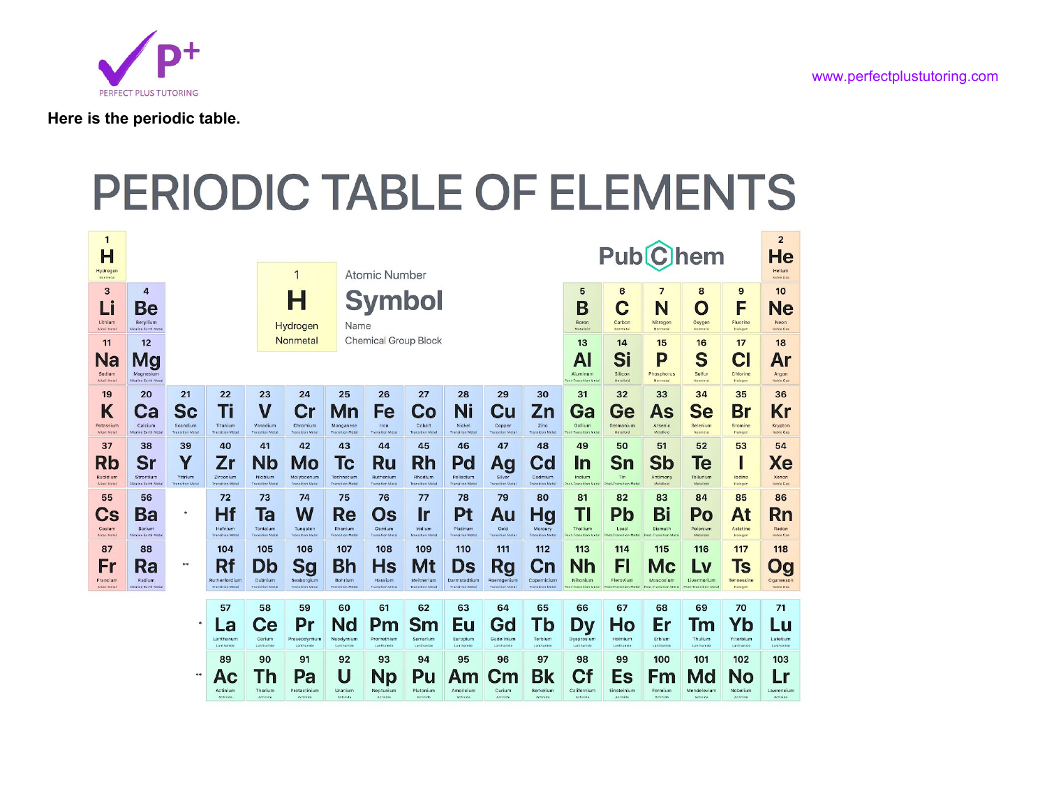Here is the periodic table.

# PERIODIC TABLE OF ELEMENTS

PubChem

Key: 1 (Atomic Number) | H (Symbol) | Hydrogen (Name) | Nonmetal (Chemical Group Block)

| | | | | | | | | | | | | | | | | | |
|---|---|---|---|---|---|---|---|---|---|---|---|---|---|---|---|---|---|
| 1 H Hydrogen | | | | | | | | | | | | | | | | | 2 He Helium |
| 3 Li Lithium | 4 Be Beryllium | | | | | | | | | | | 5 B Boron | 6 C Carbon | 7 N Nitrogen | 8 O Oxygen | 9 F Fluorine | 10 Ne Neon |
| 11 Na Sodium | 12 Mg Magnesium | | | | | | | | | | | 13 Al Aluminum | 14 Si Silicon | 15 P Phosphorus | 16 S Sulfur | 17 Cl Chlorine | 18 Ar Argon |
| 19 K Potassium | 20 Ca Calcium | 21 Sc Scandium | 22 Ti Titanium | 23 V Vanadium | 24 Cr Chromium | 25 Mn Manganese | 26 Fe Iron | 27 Co Cobalt | 28 Ni Nickel | 29 Cu Copper | 30 Zn Zinc | 31 Ga Gallium | 32 Ge Germanium | 33 As Arsenic | 34 Se Selenium | 35 Br Bromine | 36 Kr Krypton |
| 37 Rb Rubidium | 38 Sr Strontium | 39 Y Yttrium | 40 Zr Zirconium | 41 Nb Niobium | 42 Mo Molybdenum | 43 Tc Technetium | 44 Ru Ruthenium | 45 Rh Rhodium | 46 Pd Palladium | 47 Ag Silver | 48 Cd Cadmium | 49 In Indium | 50 Sn Tin | 51 Sb Antimony | 52 Te Tellurium | 53 I Iodine | 54 Xe Xenon |
| 55 Cs Cesium | 56 Ba Barium | * | 72 Hf Hafnium | 73 Ta Tantalum | 74 W Tungsten | 75 Re Rhenium | 76 Os Osmium | 77 Ir Iridium | 78 Pt Platinum | 79 Au Gold | 80 Hg Mercury | 81 Tl Thallium | 82 Pb Lead | 83 Bi Bismuth | 84 Po Polonium | 85 At Astatine | 86 Rn Radon |
| 87 Fr Francium | 88 Ra Radium | ** | 104 Rf Rutherfordium | 105 Db Dubnium | 106 Sg Seaborgium | 107 Bh Bohrium | 108 Hs Hassium | 109 Mt Meitnerium | 110 Ds Darmstadtium | 111 Rg Roentgenium | 112 Cn Copernicium | 113 Nh Nihonium | 114 Fl Flerovium | 115 Mc Moscovium | 116 Lv Livermorium | 117 Ts Tennessine | 118 Og Oganesson |
| | | * | 57 La Lanthanum | 58 Ce Cerium | 59 Pr Praseodymium | 60 Nd Neodymium | 61 Pm Promethium | 62 Sm Samarium | 63 Eu Europium | 64 Gd Gadolinium | 65 Tb Terbium | 66 Dy Dysprosium | 67 Ho Holmium | 68 Er Erbium | 69 Tm Thulium | 70 Yb Ytterbium | 71 Lu Lutetium |
| | | ** | 89 Ac Actinium | 90 Th Thorium | 91 Pa Protactinium | 92 U Uranium | 93 Np Neptunium | 94 Pu Plutonium | 95 Am Americium | 96 Cm Curium | 97 Bk Berkelium | 98 Cf Californium | 99 Es Einsteinium | 100 Fm Fermium | 101 Md Mendelevium | 102 No Nobelium | 103 Lr Lawrencium |